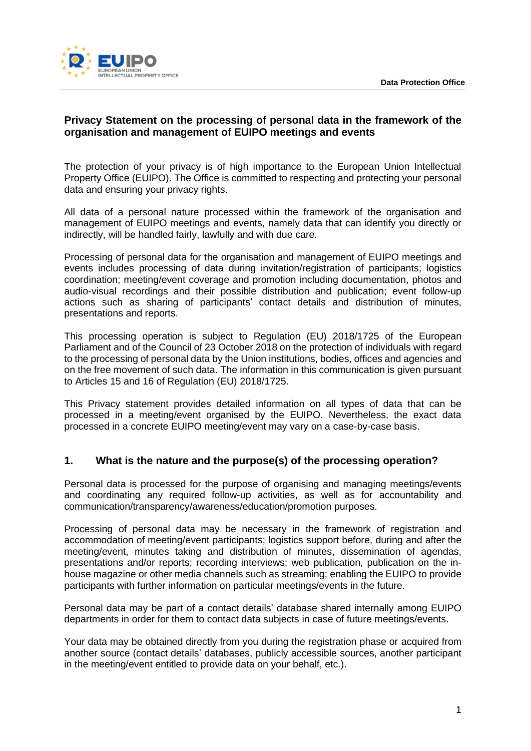# Privacy Statement on the processing of personal data in the framework of the organisation and management of EUIPO meetings and events

The protection of your privacy is of high importance to the European Union Intellectual Property Office (EUIPO). The Office is committed to respecting and protecting your personal data and ensuring your privacy rights.

All data of a personal nature processed within the framework of the organisation and management of EUIPO meetings and events, namely data that can identify you directly or indirectly, will be handled fairly, lawfully and with due care.

Processing of personal data for the organisation and management of EUIPO meetings and events includes processing of data during invitation/registration of participants; logistics coordination; meeting/event coverage and promotion including documentation, photos and audio-visual recordings and their possible distribution and publication; event follow-up actions such as sharing of participants' contact details and distribution of minutes, presentations and reports.

This processing operation is subject to Regulation (EU) 2018/1725 of the European Parliament and of the Council of 23 October 2018 on the protection of individuals with regard to the processing of personal data by the Union institutions, bodies, offices and agencies and on the free movement of such data. The information in this communication is given pursuant to Articles 15 and 16 of Regulation (EU) 2018/1725.

This Privacy statement provides detailed information on all types of data that can be processed in a meeting/event organised by the EUIPO. Nevertheless, the exact data processed in a concrete EUIPO meeting/event may vary on a case-by-case basis.

## 1. What is the nature and the purpose(s) of the processing operation?

Personal data is processed for the purpose of organising and managing meetings/events and coordinating any required follow-up activities, as well as for accountability and communication/transparency/awareness/education/promotion purposes.

Processing of personal data may be necessary in the framework of registration and accommodation of meeting/event participants; logistics support before, during and after the meeting/event, minutes taking and distribution of minutes, dissemination of agendas, presentations and/or reports; recording interviews; web publication, publication on the in-house magazine or other media channels such as streaming; enabling the EUIPO to provide participants with further information on particular meetings/events in the future.

Personal data may be part of a contact details' database shared internally among EUIPO departments in order for them to contact data subjects in case of future meetings/events.

Your data may be obtained directly from you during the registration phase or acquired from another source (contact details' databases, publicly accessible sources, another participant in the meeting/event entitled to provide data on your behalf, etc.).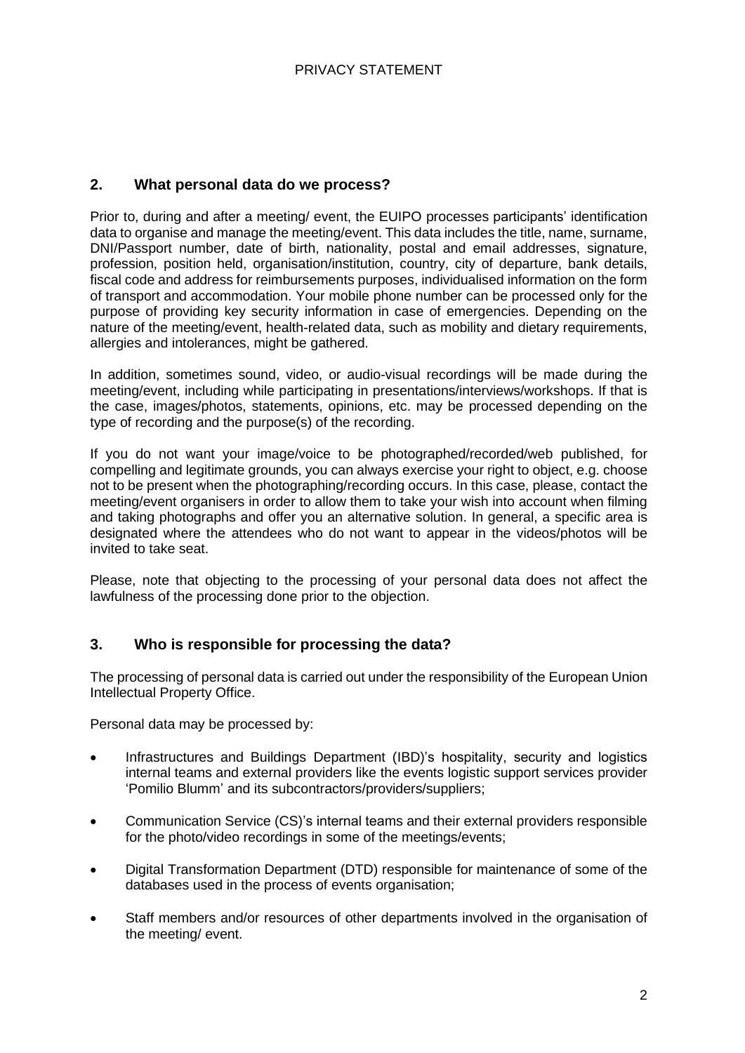## 2. What personal data do we process?

Prior to, during and after a meeting/ event, the EUIPO processes participants' identification data to organise and manage the meeting/event. This data includes the title, name, surname, DNI/Passport number, date of birth, nationality, postal and email addresses, signature, profession, position held, organisation/institution, country, city of departure, bank details, fiscal code and address for reimbursements purposes, individualised information on the form of transport and accommodation. Your mobile phone number can be processed only for the purpose of providing key security information in case of emergencies. Depending on the nature of the meeting/event, health-related data, such as mobility and dietary requirements, allergies and intolerances, might be gathered.

In addition, sometimes sound, video, or audio-visual recordings will be made during the meeting/event, including while participating in presentations/interviews/workshops. If that is the case, images/photos, statements, opinions, etc. may be processed depending on the type of recording and the purpose(s) of the recording.

If you do not want your image/voice to be photographed/recorded/web published, for compelling and legitimate grounds, you can always exercise your right to object, e.g. choose not to be present when the photographing/recording occurs. In this case, please, contact the meeting/event organisers in order to allow them to take your wish into account when filming and taking photographs and offer you an alternative solution. In general, a specific area is designated where the attendees who do not want to appear in the videos/photos will be invited to take seat.

Please, note that objecting to the processing of your personal data does not affect the lawfulness of the processing done prior to the objection.

## 3. Who is responsible for processing the data?

The processing of personal data is carried out under the responsibility of the European Union Intellectual Property Office.

Personal data may be processed by:

- Infrastructures and Buildings Department (IBD)'s hospitality, security and logistics internal teams and external providers like the events logistic support services provider 'Pomilio Blumm' and its subcontractors/providers/suppliers;
- Communication Service (CS)'s internal teams and their external providers responsible for the photo/video recordings in some of the meetings/events;
- Digital Transformation Department (DTD) responsible for maintenance of some of the databases used in the process of events organisation;
- Staff members and/or resources of other departments involved in the organisation of the meeting/ event.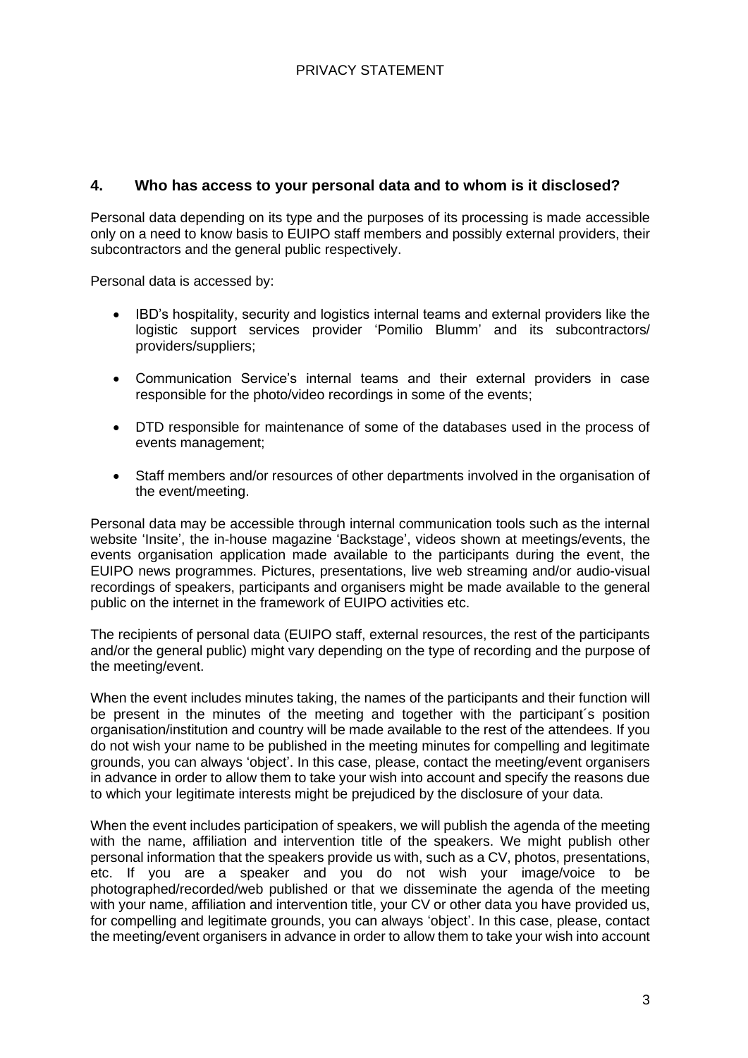## 4. Who has access to your personal data and to whom is it disclosed?

Personal data depending on its type and the purposes of its processing is made accessible only on a need to know basis to EUIPO staff members and possibly external providers, their subcontractors and the general public respectively.

Personal data is accessed by:

- IBD's hospitality, security and logistics internal teams and external providers like the logistic support services provider 'Pomilio Blumm' and its subcontractors/ providers/suppliers;
- Communication Service's internal teams and their external providers in case responsible for the photo/video recordings in some of the events;
- DTD responsible for maintenance of some of the databases used in the process of events management;
- Staff members and/or resources of other departments involved in the organisation of the event/meeting.

Personal data may be accessible through internal communication tools such as the internal website 'Insite', the in-house magazine 'Backstage', videos shown at meetings/events, the events organisation application made available to the participants during the event, the EUIPO news programmes. Pictures, presentations, live web streaming and/or audio-visual recordings of speakers, participants and organisers might be made available to the general public on the internet in the framework of EUIPO activities etc.

The recipients of personal data (EUIPO staff, external resources, the rest of the participants and/or the general public) might vary depending on the type of recording and the purpose of the meeting/event.

When the event includes minutes taking, the names of the participants and their function will be present in the minutes of the meeting and together with the participant´s position organisation/institution and country will be made available to the rest of the attendees. If you do not wish your name to be published in the meeting minutes for compelling and legitimate grounds, you can always 'object'. In this case, please, contact the meeting/event organisers in advance in order to allow them to take your wish into account and specify the reasons due to which your legitimate interests might be prejudiced by the disclosure of your data.

When the event includes participation of speakers, we will publish the agenda of the meeting with the name, affiliation and intervention title of the speakers. We might publish other personal information that the speakers provide us with, such as a CV, photos, presentations, etc. If you are a speaker and you do not wish your image/voice to be photographed/recorded/web published or that we disseminate the agenda of the meeting with your name, affiliation and intervention title, your CV or other data you have provided us, for compelling and legitimate grounds, you can always 'object'. In this case, please, contact the meeting/event organisers in advance in order to allow them to take your wish into account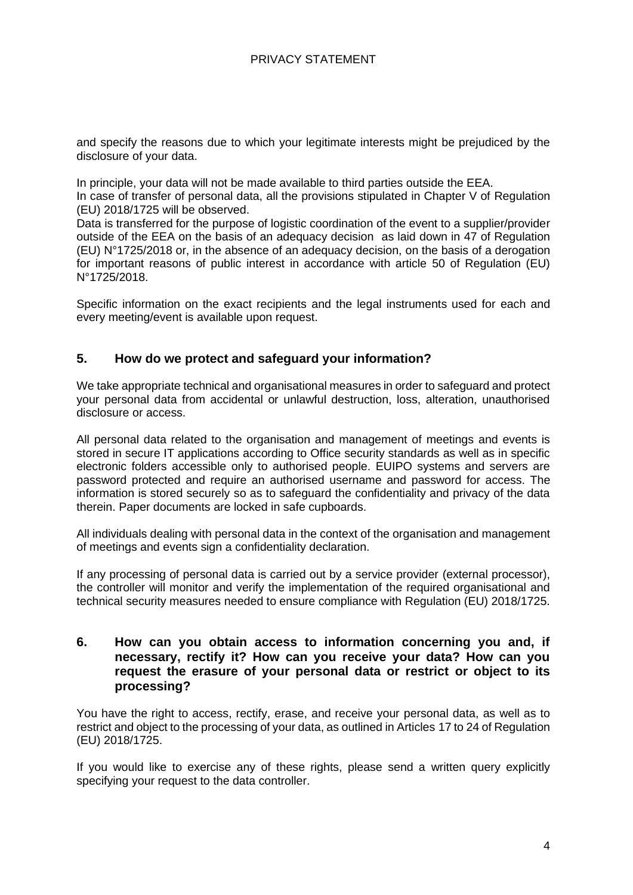and specify the reasons due to which your legitimate interests might be prejudiced by the disclosure of your data.

In principle, your data will not be made available to third parties outside the EEA.
In case of transfer of personal data, all the provisions stipulated in Chapter V of Regulation (EU) 2018/1725 will be observed.
Data is transferred for the purpose of logistic coordination of the event to a supplier/provider outside of the EEA on the basis of an adequacy decision  as laid down in 47 of Regulation (EU) N°1725/2018 or, in the absence of an adequacy decision, on the basis of a derogation for important reasons of public interest in accordance with article 50 of Regulation (EU) N°1725/2018.

Specific information on the exact recipients and the legal instruments used for each and every meeting/event is available upon request.

## 5. How do we protect and safeguard your information?

We take appropriate technical and organisational measures in order to safeguard and protect your personal data from accidental or unlawful destruction, loss, alteration, unauthorised disclosure or access.

All personal data related to the organisation and management of meetings and events is stored in secure IT applications according to Office security standards as well as in specific electronic folders accessible only to authorised people. EUIPO systems and servers are password protected and require an authorised username and password for access. The information is stored securely so as to safeguard the confidentiality and privacy of the data therein. Paper documents are locked in safe cupboards.

All individuals dealing with personal data in the context of the organisation and management of meetings and events sign a confidentiality declaration.

If any processing of personal data is carried out by a service provider (external processor), the controller will monitor and verify the implementation of the required organisational and technical security measures needed to ensure compliance with Regulation (EU) 2018/1725.

## 6. How can you obtain access to information concerning you and, if necessary, rectify it? How can you receive your data? How can you request the erasure of your personal data or restrict or object to its processing?

You have the right to access, rectify, erase, and receive your personal data, as well as to restrict and object to the processing of your data, as outlined in Articles 17 to 24 of Regulation (EU) 2018/1725.

If you would like to exercise any of these rights, please send a written query explicitly specifying your request to the data controller.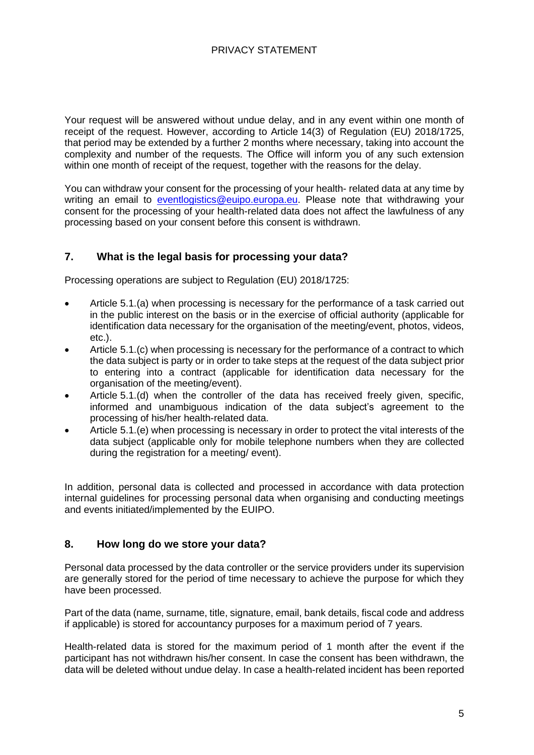Your request will be answered without undue delay, and in any event within one month of receipt of the request. However, according to Article 14(3) of Regulation (EU) 2018/1725, that period may be extended by a further 2 months where necessary, taking into account the complexity and number of the requests. The Office will inform you of any such extension within one month of receipt of the request, together with the reasons for the delay.

You can withdraw your consent for the processing of your health- related data at any time by writing an email to [eventlogistics@euipo.europa.eu](mailto:eventlogistics@euipo.europa.eu). Please note that withdrawing your consent for the processing of your health-related data does not affect the lawfulness of any processing based on your consent before this consent is withdrawn.

## 7. What is the legal basis for processing your data?

Processing operations are subject to Regulation (EU) 2018/1725:

- Article 5.1.(a) when processing is necessary for the performance of a task carried out in the public interest on the basis or in the exercise of official authority (applicable for identification data necessary for the organisation of the meeting/event, photos, videos, etc.).
- Article 5.1.(c) when processing is necessary for the performance of a contract to which the data subject is party or in order to take steps at the request of the data subject prior to entering into a contract (applicable for identification data necessary for the organisation of the meeting/event).
- Article 5.1.(d) when the controller of the data has received freely given, specific, informed and unambiguous indication of the data subject's agreement to the processing of his/her health-related data.
- Article 5.1.(e) when processing is necessary in order to protect the vital interests of the data subject (applicable only for mobile telephone numbers when they are collected during the registration for a meeting/ event).

In addition, personal data is collected and processed in accordance with data protection internal guidelines for processing personal data when organising and conducting meetings and events initiated/implemented by the EUIPO.

## 8. How long do we store your data?

Personal data processed by the data controller or the service providers under its supervision are generally stored for the period of time necessary to achieve the purpose for which they have been processed.

Part of the data (name, surname, title, signature, email, bank details, fiscal code and address if applicable) is stored for accountancy purposes for a maximum period of 7 years.

Health-related data is stored for the maximum period of 1 month after the event if the participant has not withdrawn his/her consent. In case the consent has been withdrawn, the data will be deleted without undue delay. In case a health-related incident has been reported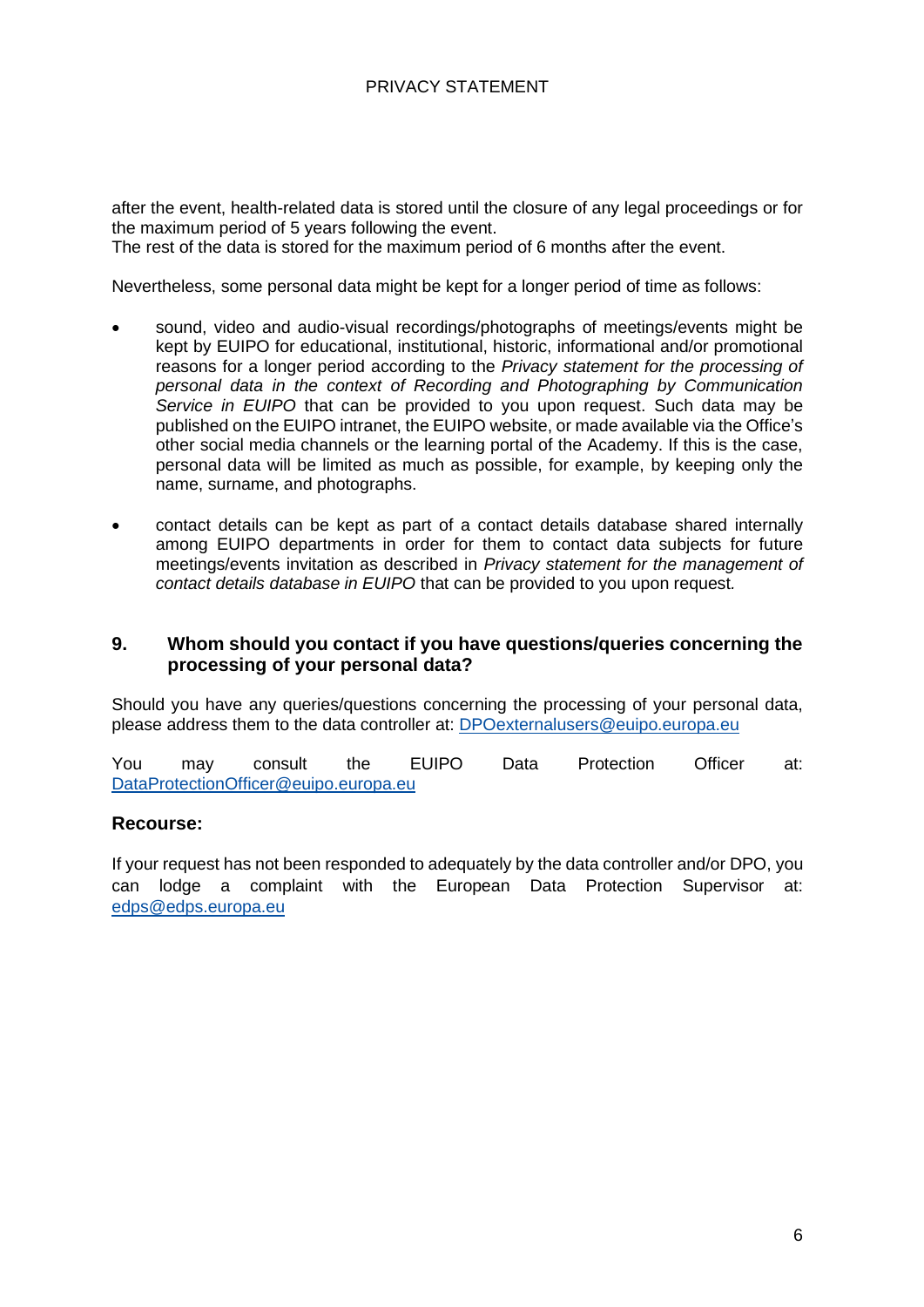after the event, health-related data is stored until the closure of any legal proceedings or for the maximum period of 5 years following the event.
The rest of the data is stored for the maximum period of 6 months after the event.

Nevertheless, some personal data might be kept for a longer period of time as follows:

- sound, video and audio-visual recordings/photographs of meetings/events might be kept by EUIPO for educational, institutional, historic, informational and/or promotional reasons for a longer period according to the *Privacy statement for the processing of personal data in the context of Recording and Photographing by Communication Service in EUIPO* that can be provided to you upon request. Such data may be published on the EUIPO intranet, the EUIPO website, or made available via the Office's other social media channels or the learning portal of the Academy. If this is the case, personal data will be limited as much as possible, for example, by keeping only the name, surname, and photographs.

- contact details can be kept as part of a contact details database shared internally among EUIPO departments in order for them to contact data subjects for future meetings/events invitation as described in *Privacy statement for the management of contact details database in EUIPO* that can be provided to you upon request.

## 9. Whom should you contact if you have questions/queries concerning the processing of your personal data?

Should you have any queries/questions concerning the processing of your personal data, please address them to the data controller at: DPOexternalusers@euipo.europa.eu

You may consult the EUIPO Data Protection Officer at: DataProtectionOfficer@euipo.europa.eu

### Recourse:

If your request has not been responded to adequately by the data controller and/or DPO, you can lodge a complaint with the European Data Protection Supervisor at: edps@edps.europa.eu